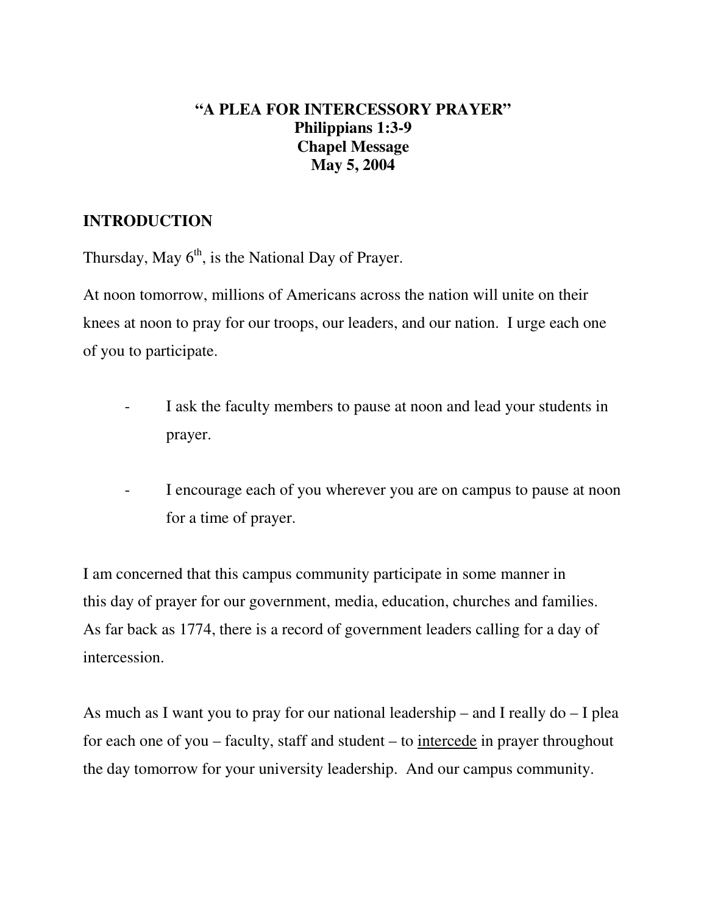**"A PLEA FOR INTERCESSORY PRAYER"**
**Philippians 1:3-9**
**Chapel Message**
**May 5, 2004**

## INTRODUCTION

Thursday, May 6th, is the National Day of Prayer.

At noon tomorrow, millions of Americans across the nation will unite on their knees at noon to pray for our troops, our leaders, and our nation. I urge each one of you to participate.

- I ask the faculty members to pause at noon and lead your students in prayer.

- I encourage each of you wherever you are on campus to pause at noon for a time of prayer.

I am concerned that this campus community participate in some manner in this day of prayer for our government, media, education, churches and families. As far back as 1774, there is a record of government leaders calling for a day of intercession.

As much as I want you to pray for our national leadership – and I really do – I plea for each one of you – faculty, staff and student – to intercede in prayer throughout the day tomorrow for your university leadership. And our campus community.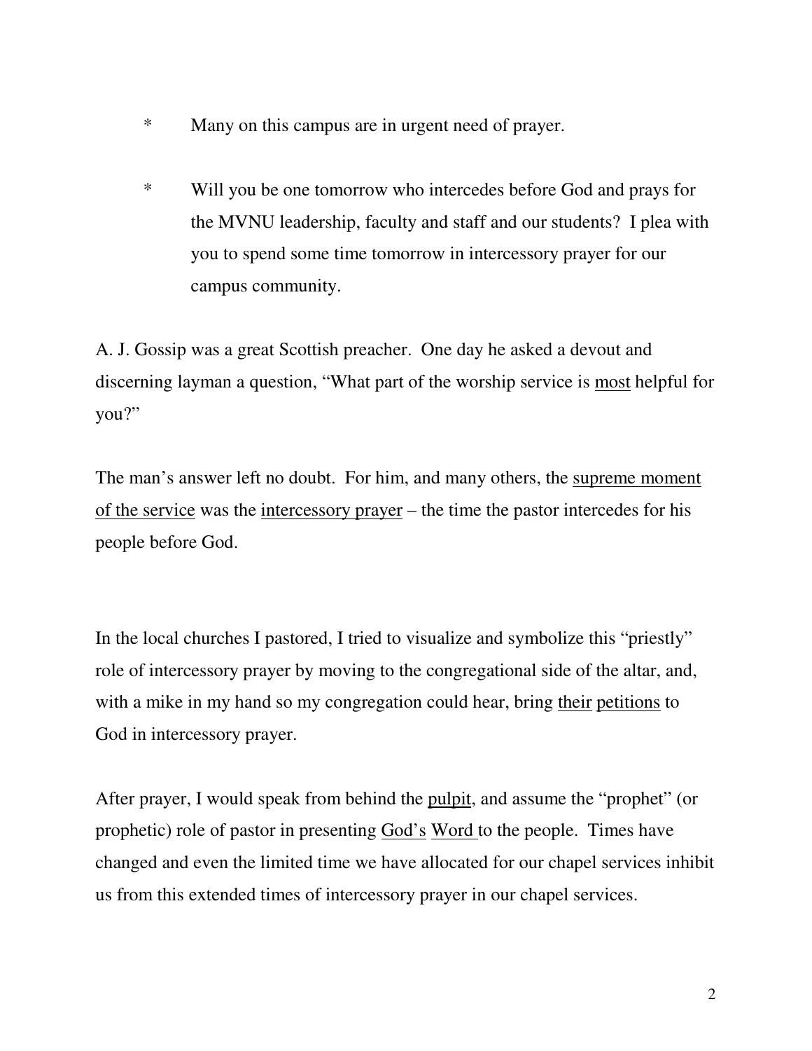* Many on this campus are in urgent need of prayer.

* Will you be one tomorrow who intercedes before God and prays for the MVNU leadership, faculty and staff and our students? I plea with you to spend some time tomorrow in intercessory prayer for our campus community.

A. J. Gossip was a great Scottish preacher. One day he asked a devout and discerning layman a question, "What part of the worship service is <u>most</u> helpful for you?"

The man's answer left no doubt. For him, and many others, the <u>supreme moment of the service</u> was the <u>intercessory prayer</u> – the time the pastor intercedes for his people before God.

In the local churches I pastored, I tried to visualize and symbolize this "priestly" role of intercessory prayer by moving to the congregational side of the altar, and, with a mike in my hand so my congregation could hear, bring <u>their</u> <u>petitions</u> to God in intercessory prayer.

After prayer, I would speak from behind the <u>pulpit</u>, and assume the "prophet" (or prophetic) role of pastor in presenting <u>God's</u> <u>Word</u> to the people. Times have changed and even the limited time we have allocated for our chapel services inhibit us from this extended times of intercessory prayer in our chapel services.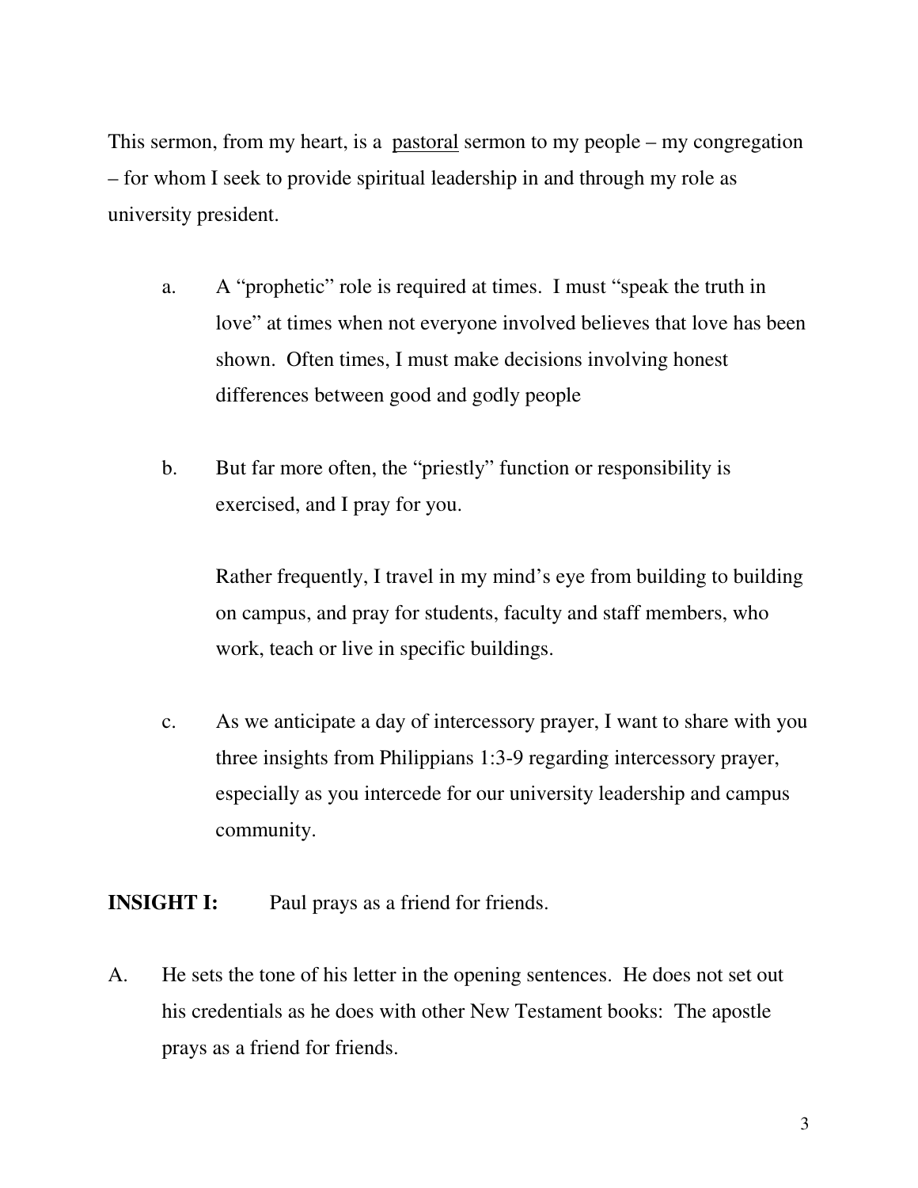This sermon, from my heart, is a <u>pastoral</u> sermon to my people – my congregation – for whom I seek to provide spiritual leadership in and through my role as university president.

a. A "prophetic" role is required at times. I must "speak the truth in love" at times when not everyone involved believes that love has been shown. Often times, I must make decisions involving honest differences between good and godly people

b. But far more often, the "priestly" function or responsibility is exercised, and I pray for you.

   Rather frequently, I travel in my mind's eye from building to building on campus, and pray for students, faculty and staff members, who work, teach or live in specific buildings.

c. As we anticipate a day of intercessory prayer, I want to share with you three insights from Philippians 1:3-9 regarding intercessory prayer, especially as you intercede for our university leadership and campus community.

**INSIGHT I:** Paul prays as a friend for friends.

A. He sets the tone of his letter in the opening sentences. He does not set out his credentials as he does with other New Testament books: The apostle prays as a friend for friends.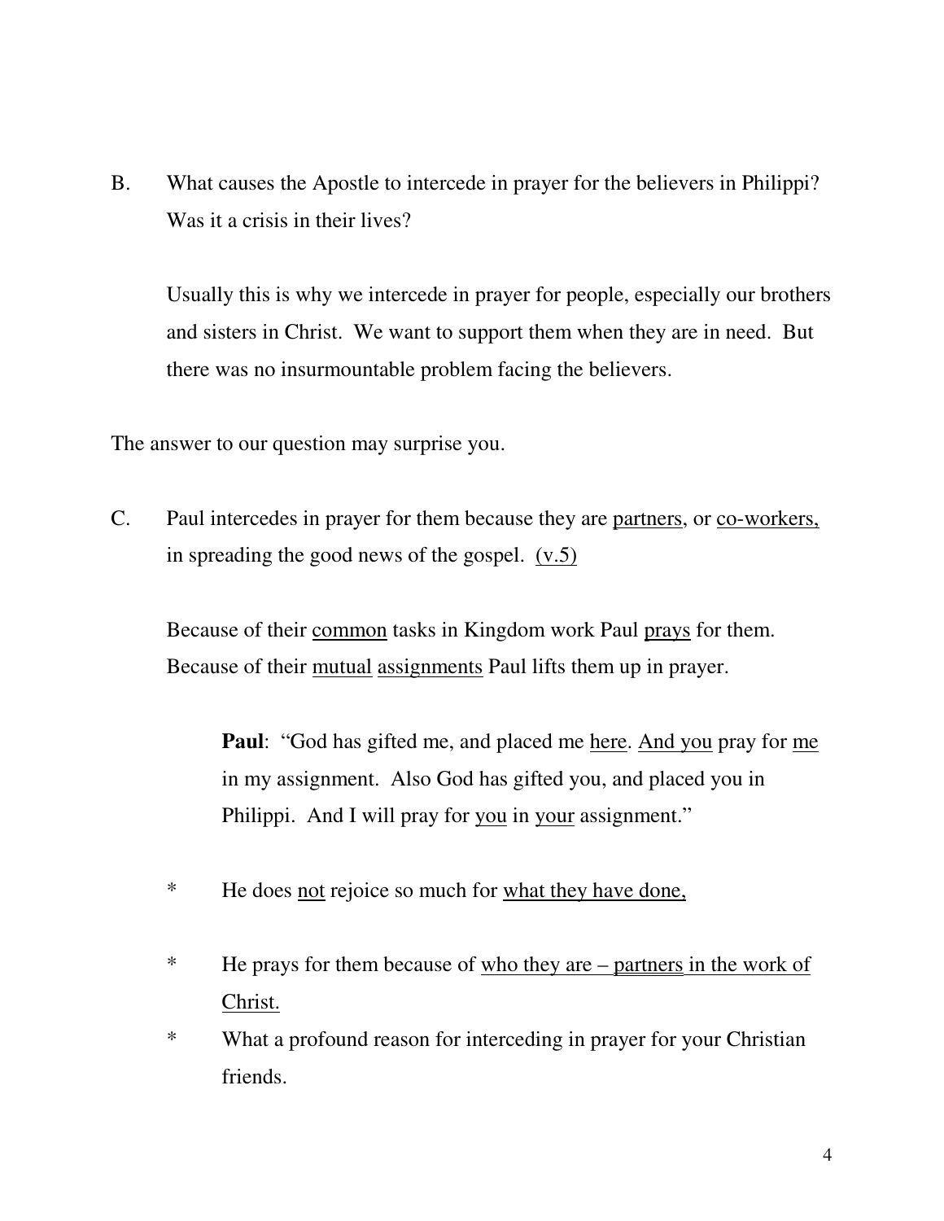B. What causes the Apostle to intercede in prayer for the believers in Philippi? Was it a crisis in their lives?

Usually this is why we intercede in prayer for people, especially our brothers and sisters in Christ. We want to support them when they are in need. But there was no insurmountable problem facing the believers.

The answer to our question may surprise you.

C. Paul intercedes in prayer for them because they are <u>partners</u>, or <u>co-workers,</u> in spreading the good news of the gospel. <u>(v.5)</u>

Because of their <u>common</u> tasks in Kingdom work Paul <u>prays</u> for them. Because of their <u>mutual</u> <u>assignments</u> Paul lifts them up in prayer.

> **Paul**: "God has gifted me, and placed me <u>here</u>. <u>And you</u> pray for <u>me</u> in my assignment. Also God has gifted you, and placed you in Philippi. And I will pray for <u>you</u> in <u>your</u> assignment."

- He does <u>not</u> rejoice so much for <u>what they have done,</u>
- He prays for them because of <u>who they are – partners in the work of Christ.</u>
- What a profound reason for interceding in prayer for your Christian friends.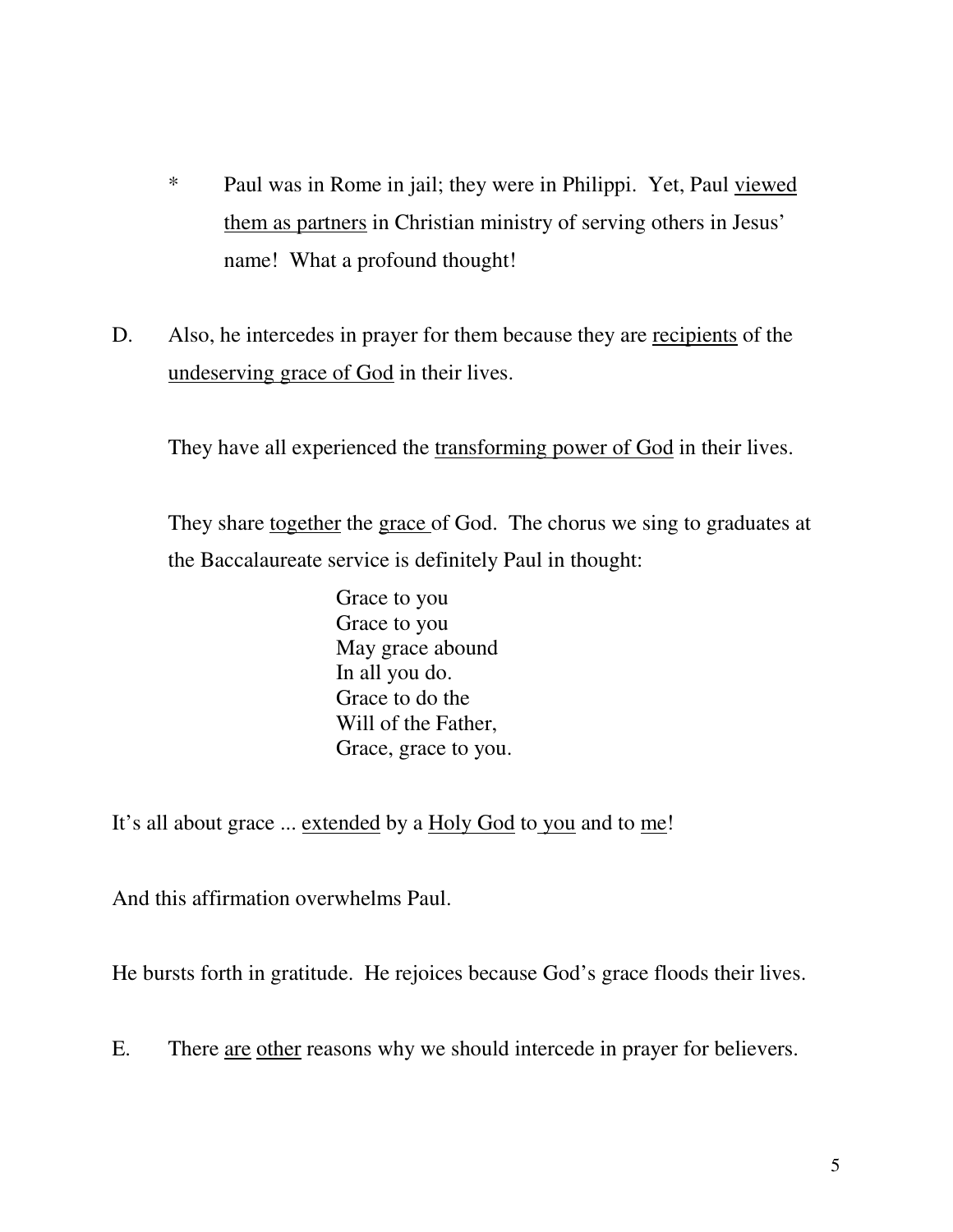- Paul was in Rome in jail; they were in Philippi. Yet, Paul <u>viewed them as partners</u> in Christian ministry of serving others in Jesus' name! What a profound thought!

D. Also, he intercedes in prayer for them because they are <u>recipients</u> of the <u>undeserving grace of God</u> in their lives.

They have all experienced the <u>transforming power of God</u> in their lives.

They share <u>together</u> the <u>grace</u> of God. The chorus we sing to graduates at the Baccalaureate service is definitely Paul in thought:

> Grace to you
> Grace to you
> May grace abound
> In all you do.
> Grace to do the
> Will of the Father,
> Grace, grace to you.

It's all about grace ... <u>extended</u> by a <u>Holy God</u> to <u>you</u> and to <u>me</u>!

And this affirmation overwhelms Paul.

He bursts forth in gratitude. He rejoices because God's grace floods their lives.

E. There <u>are</u> <u>other</u> reasons why we should intercede in prayer for believers.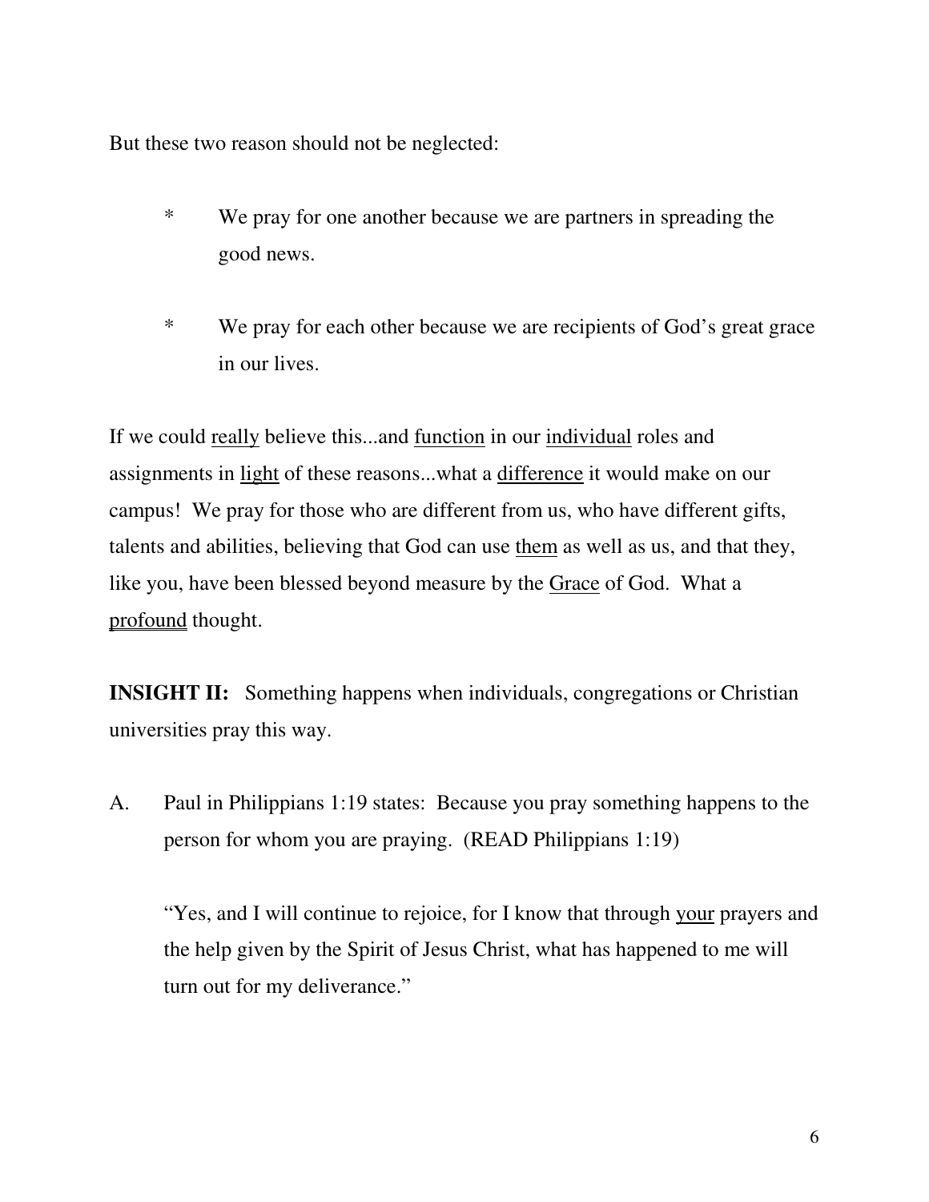But these two reason should not be neglected:

- *	We pray for one another because we are partners in spreading the good news.

- *	We pray for each other because we are recipients of God's great grace in our lives.

If we could <u>really</u> believe this...and <u>function</u> in our <u>individual</u> roles and assignments in <u>light</u> of these reasons...what a <u>difference</u> it would make on our campus! We pray for those who are different from us, who have different gifts, talents and abilities, believing that God can use <u>them</u> as well as us, and that they, like you, have been blessed beyond measure by the <u>Grace</u> of God. What a <u>profound</u> thought.

**INSIGHT II:** Something happens when individuals, congregations or Christian universities pray this way.

A. Paul in Philippians 1:19 states: Because you pray something happens to the person for whom you are praying. (READ Philippians 1:19)

> "Yes, and I will continue to rejoice, for I know that through <u>your</u> prayers and the help given by the Spirit of Jesus Christ, what has happened to me will turn out for my deliverance."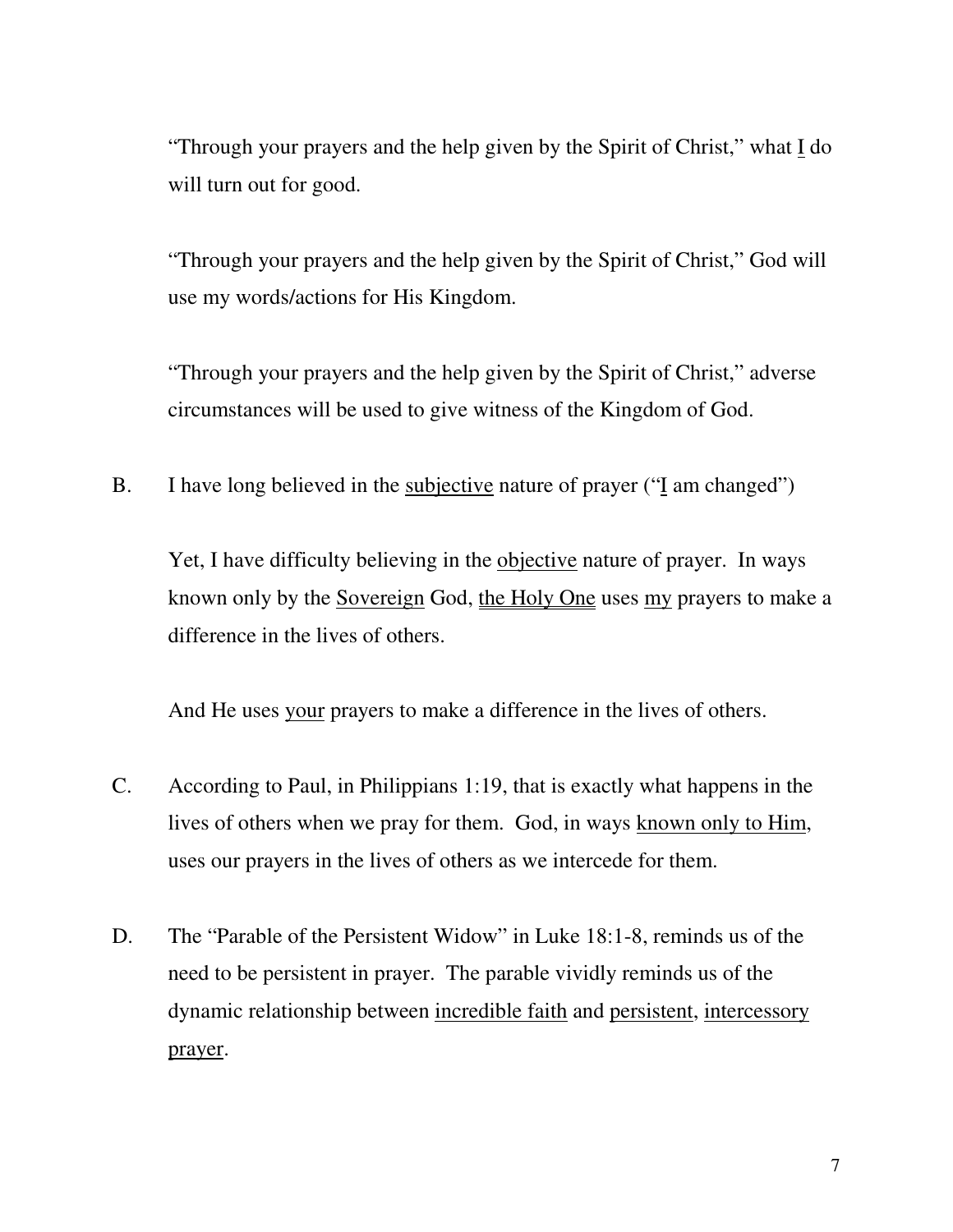"Through your prayers and the help given by the Spirit of Christ," what <u>I</u> do will turn out for good.

"Through your prayers and the help given by the Spirit of Christ," God will use my words/actions for His Kingdom.

"Through your prayers and the help given by the Spirit of Christ," adverse circumstances will be used to give witness of the Kingdom of God.

B. I have long believed in the <u>subjective</u> nature of prayer ("<u>I</u> am changed")

Yet, I have difficulty believing in the <u>objective</u> nature of prayer. In ways known only by the <u>Sovereign</u> God, <u>the Holy One</u> uses <u>my</u> prayers to make a difference in the lives of others.

And He uses <u>your</u> prayers to make a difference in the lives of others.

C. According to Paul, in Philippians 1:19, that is exactly what happens in the lives of others when we pray for them. God, in ways <u>known only to Him</u>, uses our prayers in the lives of others as we intercede for them.

D. The "Parable of the Persistent Widow" in Luke 18:1-8, reminds us of the need to be persistent in prayer. The parable vividly reminds us of the dynamic relationship between <u>incredible faith</u> and <u>persistent</u>, <u>intercessory prayer</u>.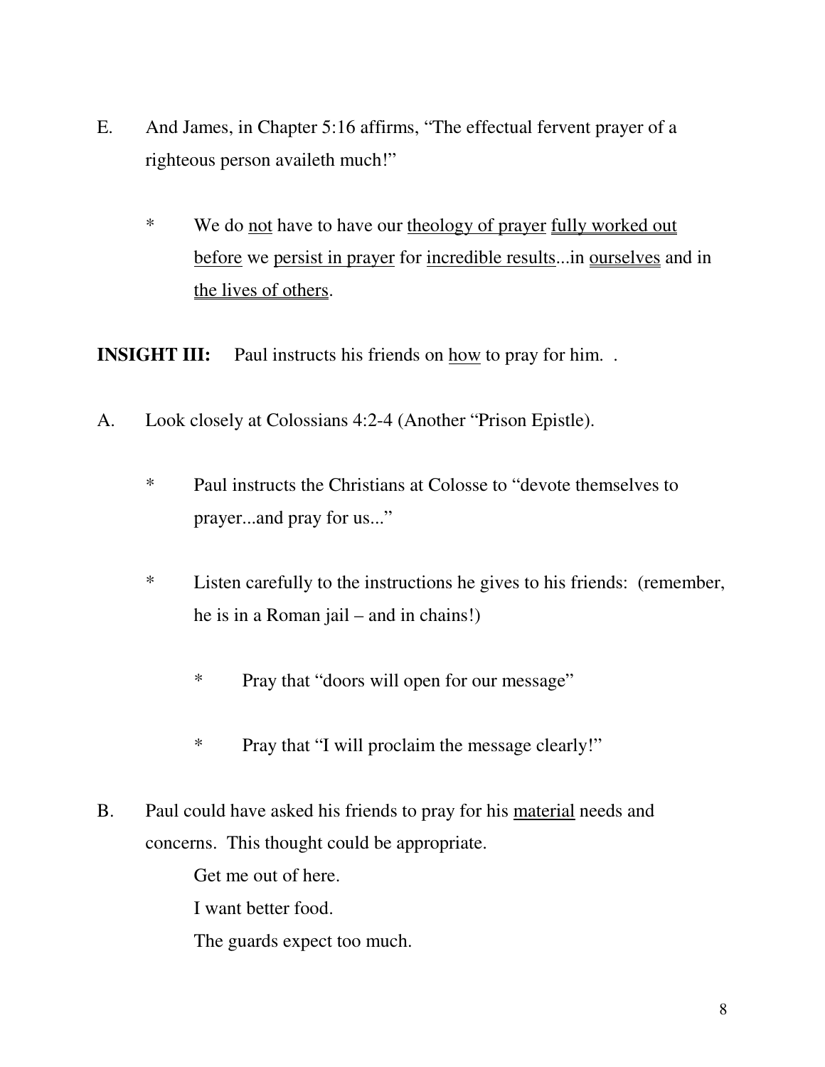E. And James, in Chapter 5:16 affirms, "The effectual fervent prayer of a righteous person availeth much!"

* We do <u>not</u> have to have our <u>theology of prayer</u> <u>fully worked out</u> <u>before</u> we <u>persist in prayer</u> for <u>incredible results</u>...in <u>ourselves</u> and in <u>the lives of others</u>.

**INSIGHT III:** Paul instructs his friends on <u>how</u> to pray for him. .

A. Look closely at Colossians 4:2-4 (Another "Prison Epistle).

* Paul instructs the Christians at Colosse to "devote themselves to prayer...and pray for us..."

* Listen carefully to the instructions he gives to his friends: (remember, he is in a Roman jail – and in chains!)

    * Pray that "doors will open for our message"

    * Pray that "I will proclaim the message clearly!"

B. Paul could have asked his friends to pray for his <u>material</u> needs and concerns. This thought could be appropriate.

Get me out of here.
I want better food.
The guards expect too much.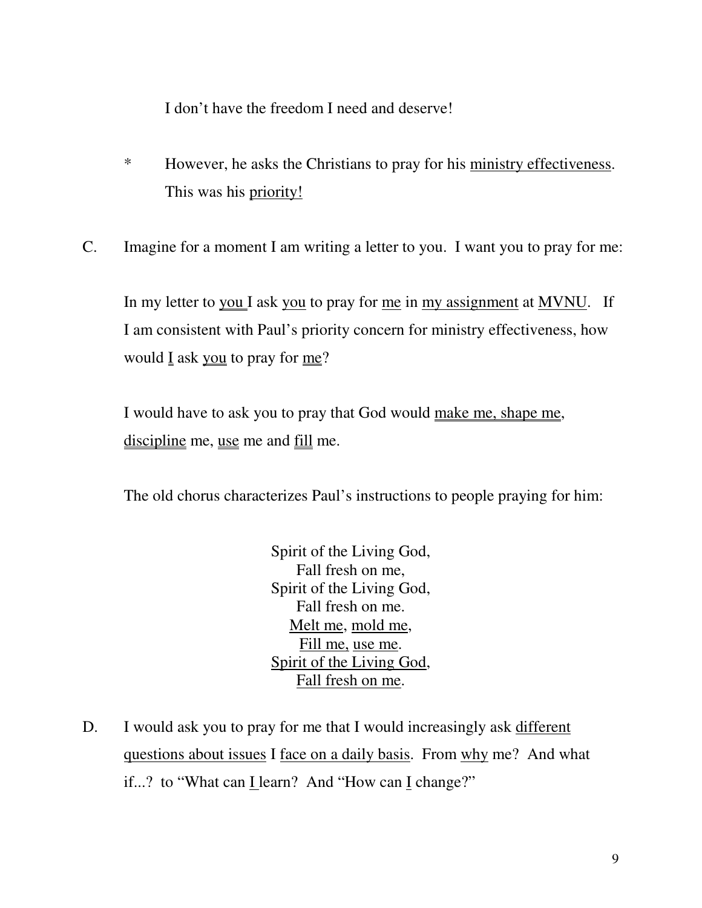I don't have the freedom I need and deserve!

\* However, he asks the Christians to pray for his <u>ministry effectiveness</u>. This was his <u>priority!</u>

C. Imagine for a moment I am writing a letter to you. I want you to pray for me:

In my letter to <u>you</u> I ask <u>you</u> to pray for <u>me</u> in <u>my assignment</u> at <u>MVNU</u>. If I am consistent with Paul's priority concern for ministry effectiveness, how would <u>I</u> ask <u>you</u> to pray for <u>me</u>?

I would have to ask you to pray that God would <u>make me, shape me</u>, <u>discipline</u> me, <u>use</u> me and <u>fill</u> me.

The old chorus characterizes Paul's instructions to people praying for him:

Spirit of the Living God,
Fall fresh on me,
Spirit of the Living God,
Fall fresh on me.
<u>Melt me</u>, <u>mold me</u>,
<u>Fill me,</u> <u>use me</u>.
<u>Spirit of the Living God</u>,
<u>Fall fresh on me</u>.

D. I would ask you to pray for me that I would increasingly ask <u>different questions about issues</u> I <u>face on a daily basis</u>. From <u>why</u> me? And what if...? to "What can <u>I</u> learn? And "How can <u>I</u> change?"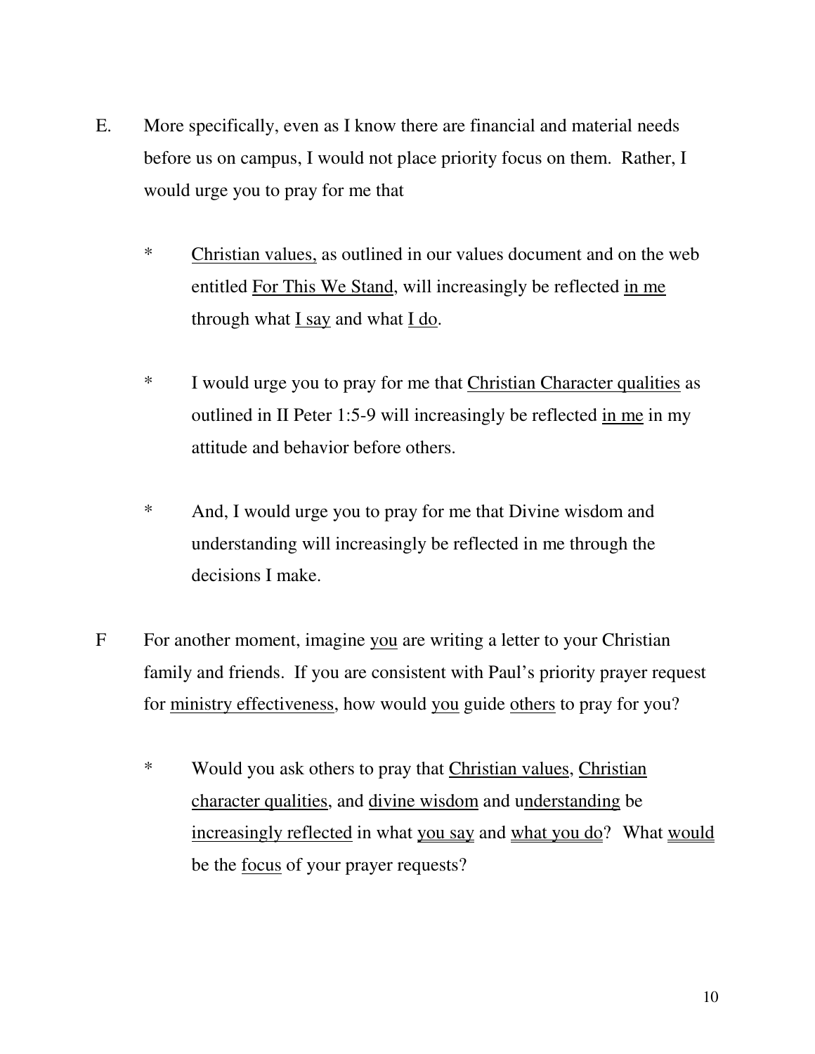E. More specifically, even as I know there are financial and material needs before us on campus, I would not place priority focus on them. Rather, I would urge you to pray for me that

   * <u>Christian values,</u> as outlined in our values document and on the web entitled <u>For This We Stand</u>, will increasingly be reflected <u>in me</u> through what <u>I say</u> and what <u>I do</u>.

   * I would urge you to pray for me that <u>Christian Character qualities</u> as outlined in II Peter 1:5-9 will increasingly be reflected <u>in me</u> in my attitude and behavior before others.

   * And, I would urge you to pray for me that Divine wisdom and understanding will increasingly be reflected in me through the decisions I make.

F For another moment, imagine <u>you</u> are writing a letter to your Christian family and friends. If you are consistent with Paul's priority prayer request for <u>ministry effectiveness</u>, how would <u>you</u> guide <u>others</u> to pray for you?

   * Would you ask others to pray that <u>Christian values</u>, <u>Christian character qualities</u>, and <u>divine wisdom</u> and u<u>nderstanding</u> be <u>increasingly reflected</u> in what <u>you say</u> and <u>what you do</u>? What <u>would</u> be the <u>focus</u> of your prayer requests?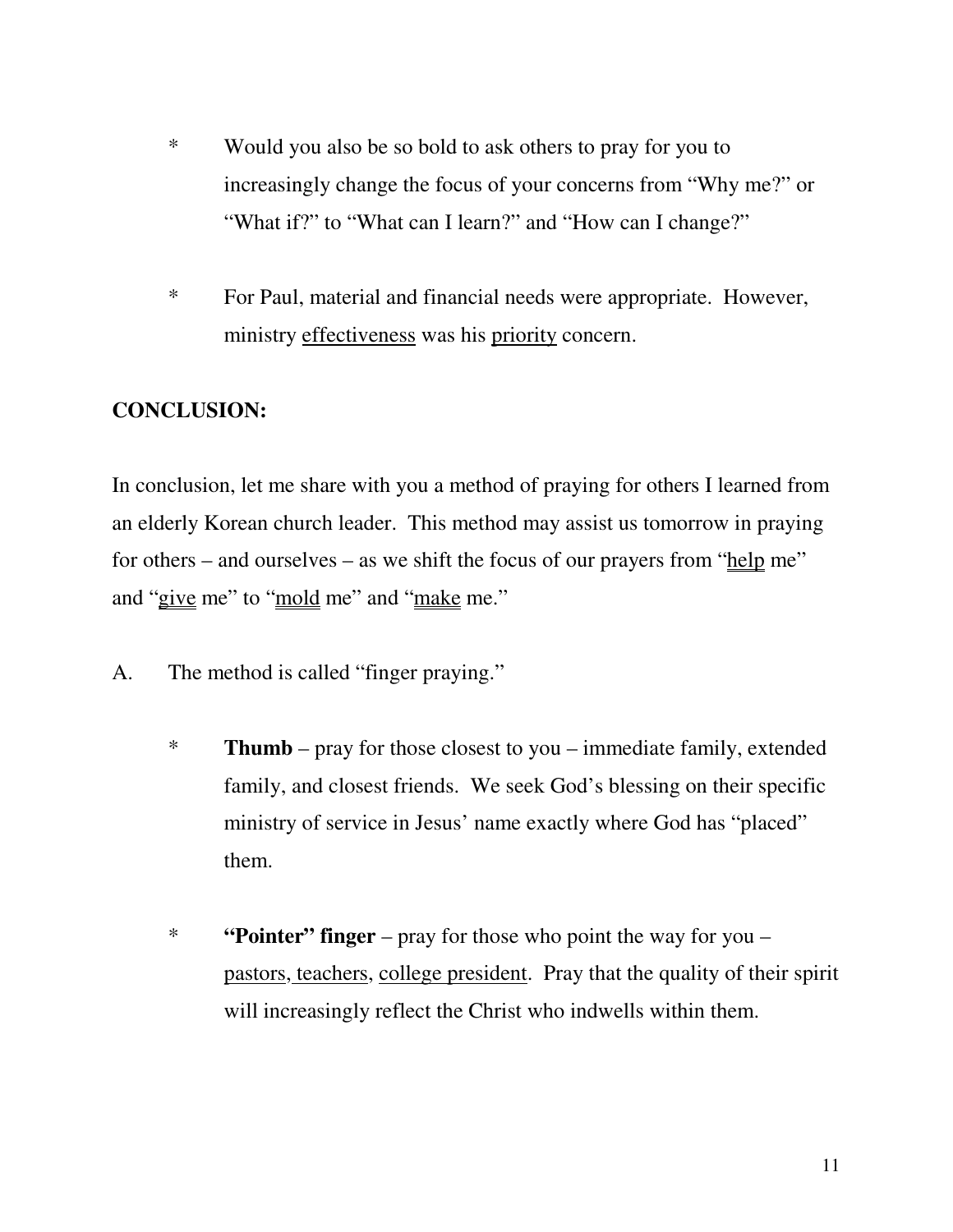* Would you also be so bold to ask others to pray for you to increasingly change the focus of your concerns from "Why me?" or "What if?" to "What can I learn?" and "How can I change?"

* For Paul, material and financial needs were appropriate. However, ministry <u>effectiveness</u> was his <u>priority</u> concern.

**CONCLUSION:**

In conclusion, let me share with you a method of praying for others I learned from an elderly Korean church leader. This method may assist us tomorrow in praying for others – and ourselves – as we shift the focus of our prayers from "<u>help</u> me" and "<u>give</u> me" to "<u>mold</u> me" and "<u>make</u> me."

A. The method is called "finger praying."

* **Thumb** – pray for those closest to you – immediate family, extended family, and closest friends. We seek God's blessing on their specific ministry of service in Jesus' name exactly where God has "placed" them.

* **"Pointer" finger** – pray for those who point the way for you – <u>pastors, teachers</u>, <u>college president</u>. Pray that the quality of their spirit will increasingly reflect the Christ who indwells within them.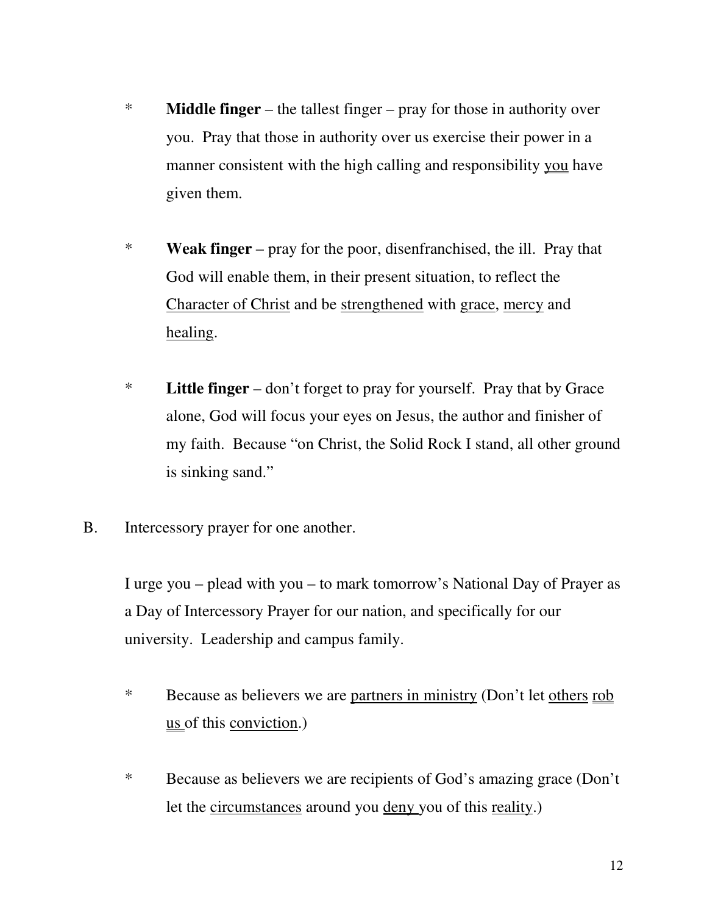* **Middle finger** – the tallest finger – pray for those in authority over you. Pray that those in authority over us exercise their power in a manner consistent with the high calling and responsibility <u>you</u> have given them.

* **Weak finger** – pray for the poor, disenfranchised, the ill. Pray that God will enable them, in their present situation, to reflect the <u>Character of Christ</u> and be <u>strengthened</u> with <u>grace</u>, <u>mercy</u> and <u>healing</u>.

* **Little finger** – don't forget to pray for yourself. Pray that by Grace alone, God will focus your eyes on Jesus, the author and finisher of my faith. Because "on Christ, the Solid Rock I stand, all other ground is sinking sand."

B. Intercessory prayer for one another.

I urge you – plead with you – to mark tomorrow's National Day of Prayer as a Day of Intercessory Prayer for our nation, and specifically for our university. Leadership and campus family.

* Because as believers we are <u>partners in ministry</u> (Don't let <u>others</u> <u>rob us</u> of this <u>conviction</u>.)

* Because as believers we are recipients of God's amazing grace (Don't let the <u>circumstances</u> around you <u>deny</u> you of this <u>reality</u>.)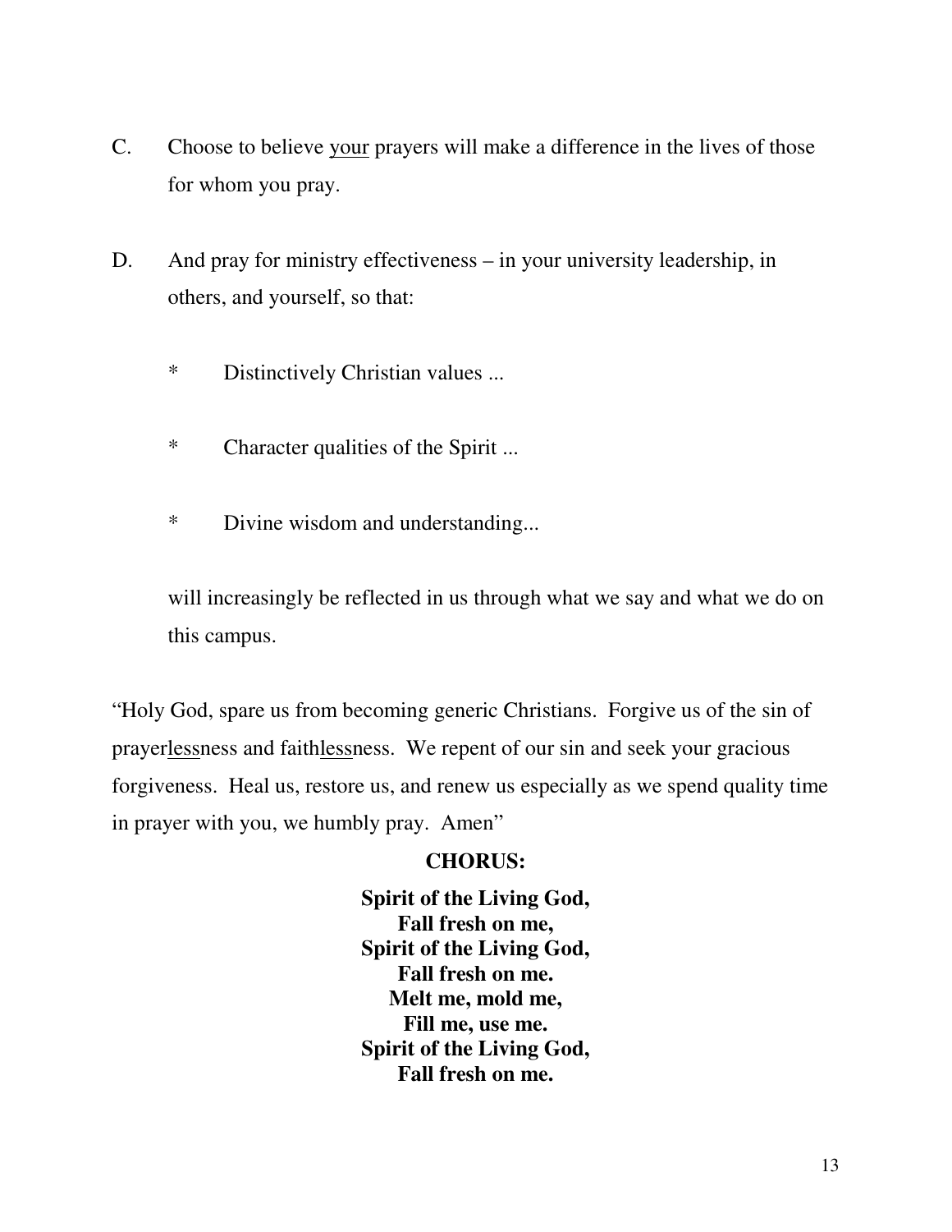C. Choose to believe <u>your</u> prayers will make a difference in the lives of those for whom you pray.

D. And pray for ministry effectiveness – in your university leadership, in others, and yourself, so that:

   * Distinctively Christian values ...

   * Character qualities of the Spirit ...

   * Divine wisdom and understanding...

   will increasingly be reflected in us through what we say and what we do on this campus.

"Holy God, spare us from becoming generic Christians. Forgive us of the sin of prayer<u>less</u>ness and faith<u>less</u>ness. We repent of our sin and seek your gracious forgiveness. Heal us, restore us, and renew us especially as we spend quality time in prayer with you, we humbly pray. Amen"

**CHORUS:**

**Spirit of the Living God,**
**Fall fresh on me,**
**Spirit of the Living God,**
**Fall fresh on me.**
**Melt me, mold me,**
**Fill me, use me.**
**Spirit of the Living God,**
**Fall fresh on me.**